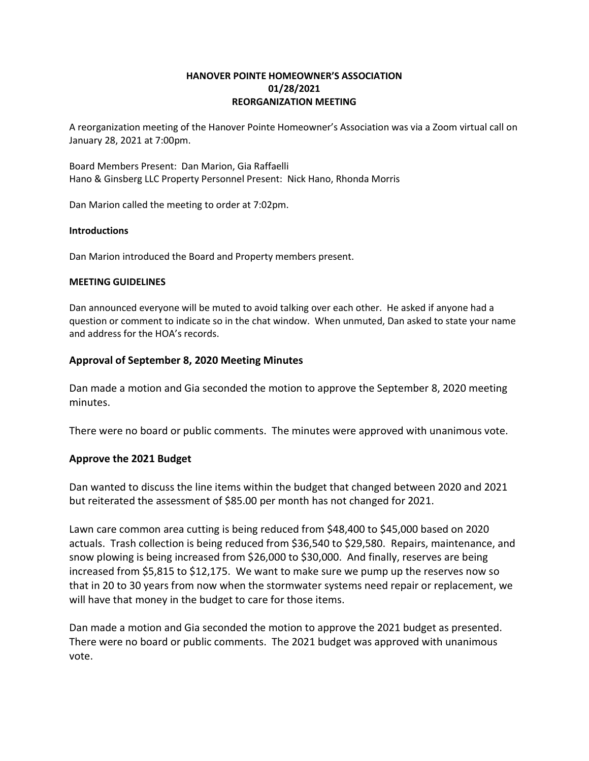**HANOVER POINTE HOMEOWNER'S ASSOCIATION**
**01/28/2021**
**REORGANIZATION MEETING**

A reorganization meeting of the Hanover Pointe Homeowner's Association was via a Zoom virtual call on January 28, 2021 at 7:00pm.

Board Members Present: Dan Marion, Gia Raffaelli
Hano & Ginsberg LLC Property Personnel Present: Nick Hano, Rhonda Morris

Dan Marion called the meeting to order at 7:02pm.

#### Introductions

Dan Marion introduced the Board and Property members present.

#### MEETING GUIDELINES

Dan announced everyone will be muted to avoid talking over each other. He asked if anyone had a question or comment to indicate so in the chat window. When unmuted, Dan asked to state your name and address for the HOA's records.

### Approval of September 8, 2020 Meeting Minutes

Dan made a motion and Gia seconded the motion to approve the September 8, 2020 meeting minutes.

There were no board or public comments. The minutes were approved with unanimous vote.

### Approve the 2021 Budget

Dan wanted to discuss the line items within the budget that changed between 2020 and 2021 but reiterated the assessment of $85.00 per month has not changed for 2021.

Lawn care common area cutting is being reduced from $48,400 to $45,000 based on 2020 actuals. Trash collection is being reduced from $36,540 to $29,580. Repairs, maintenance, and snow plowing is being increased from $26,000 to $30,000. And finally, reserves are being increased from $5,815 to $12,175. We want to make sure we pump up the reserves now so that in 20 to 30 years from now when the stormwater systems need repair or replacement, we will have that money in the budget to care for those items.

Dan made a motion and Gia seconded the motion to approve the 2021 budget as presented. There were no board or public comments. The 2021 budget was approved with unanimous vote.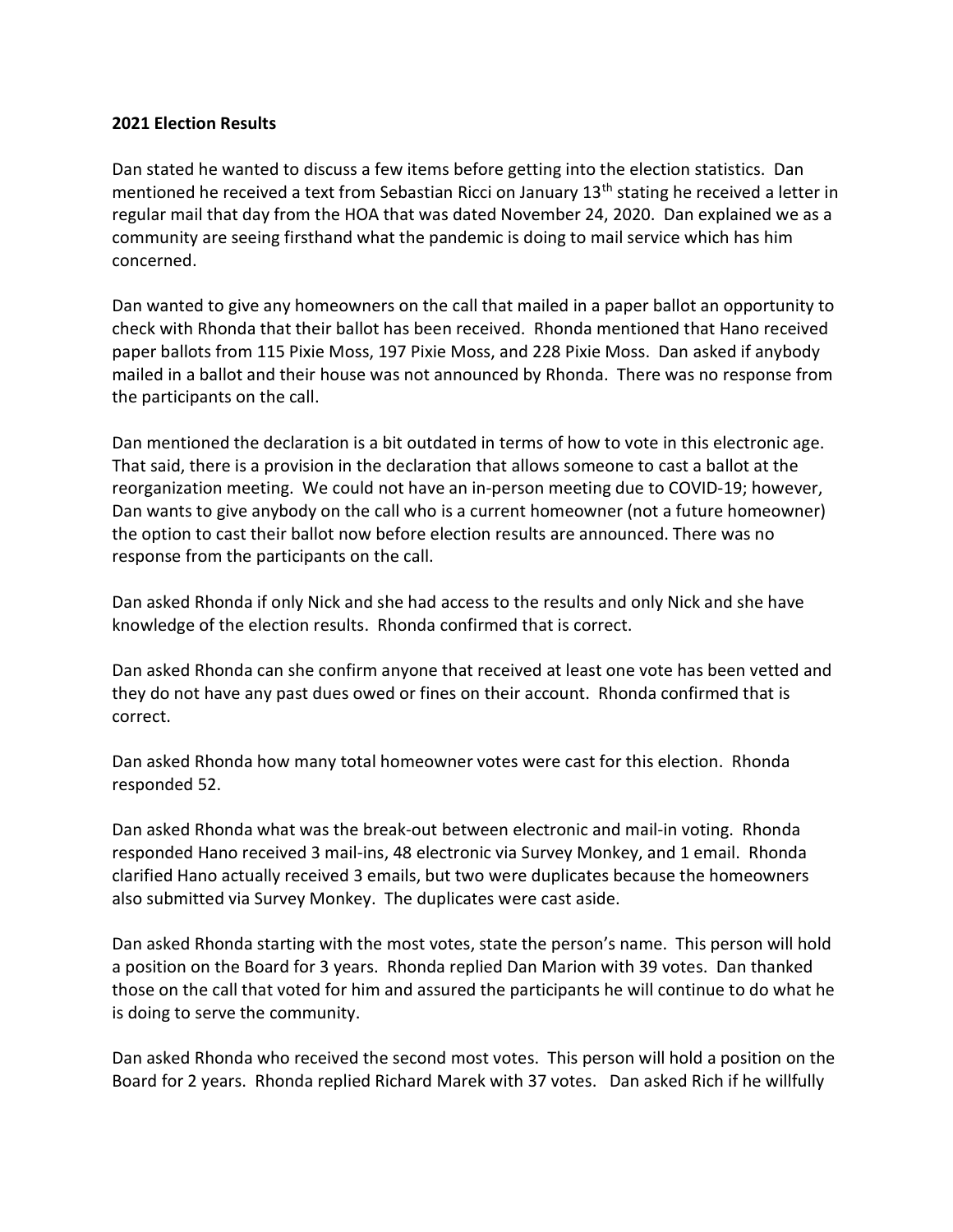**2021 Election Results**

Dan stated he wanted to discuss a few items before getting into the election statistics. Dan mentioned he received a text from Sebastian Ricci on January 13th stating he received a letter in regular mail that day from the HOA that was dated November 24, 2020. Dan explained we as a community are seeing firsthand what the pandemic is doing to mail service which has him concerned.

Dan wanted to give any homeowners on the call that mailed in a paper ballot an opportunity to check with Rhonda that their ballot has been received. Rhonda mentioned that Hano received paper ballots from 115 Pixie Moss, 197 Pixie Moss, and 228 Pixie Moss. Dan asked if anybody mailed in a ballot and their house was not announced by Rhonda. There was no response from the participants on the call.

Dan mentioned the declaration is a bit outdated in terms of how to vote in this electronic age. That said, there is a provision in the declaration that allows someone to cast a ballot at the reorganization meeting. We could not have an in-person meeting due to COVID-19; however, Dan wants to give anybody on the call who is a current homeowner (not a future homeowner) the option to cast their ballot now before election results are announced. There was no response from the participants on the call.

Dan asked Rhonda if only Nick and she had access to the results and only Nick and she have knowledge of the election results. Rhonda confirmed that is correct.

Dan asked Rhonda can she confirm anyone that received at least one vote has been vetted and they do not have any past dues owed or fines on their account. Rhonda confirmed that is correct.

Dan asked Rhonda how many total homeowner votes were cast for this election. Rhonda responded 52.

Dan asked Rhonda what was the break-out between electronic and mail-in voting. Rhonda responded Hano received 3 mail-ins, 48 electronic via Survey Monkey, and 1 email. Rhonda clarified Hano actually received 3 emails, but two were duplicates because the homeowners also submitted via Survey Monkey. The duplicates were cast aside.

Dan asked Rhonda starting with the most votes, state the person's name. This person will hold a position on the Board for 3 years. Rhonda replied Dan Marion with 39 votes. Dan thanked those on the call that voted for him and assured the participants he will continue to do what he is doing to serve the community.

Dan asked Rhonda who received the second most votes. This person will hold a position on the Board for 2 years. Rhonda replied Richard Marek with 37 votes. Dan asked Rich if he willfully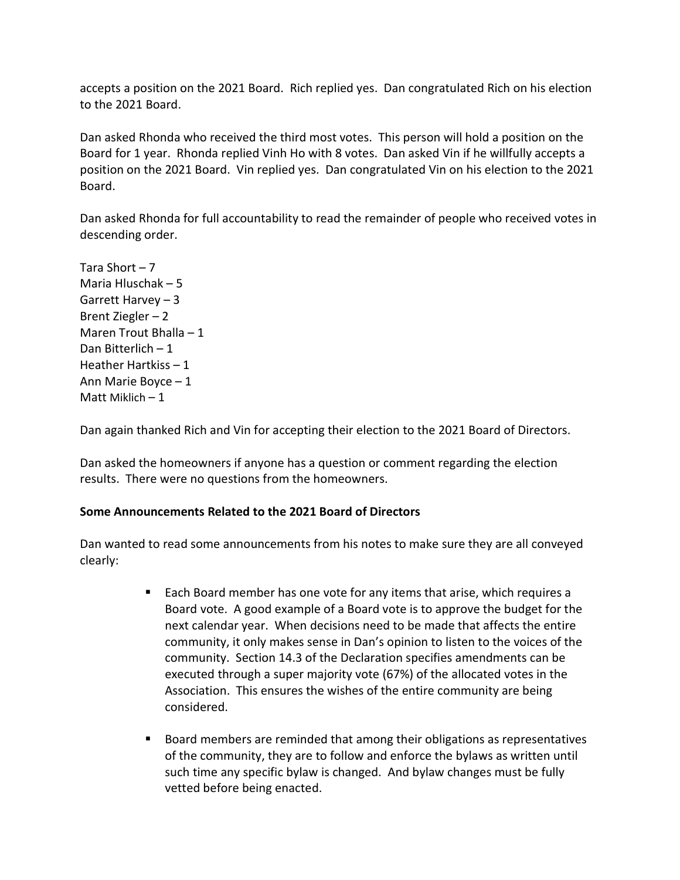accepts a position on the 2021 Board. Rich replied yes. Dan congratulated Rich on his election to the 2021 Board.

Dan asked Rhonda who received the third most votes. This person will hold a position on the Board for 1 year. Rhonda replied Vinh Ho with 8 votes. Dan asked Vin if he willfully accepts a position on the 2021 Board. Vin replied yes. Dan congratulated Vin on his election to the 2021 Board.

Dan asked Rhonda for full accountability to read the remainder of people who received votes in descending order.

Tara Short – 7
Maria Hluschak – 5
Garrett Harvey – 3
Brent Ziegler – 2
Maren Trout Bhalla – 1
Dan Bitterlich – 1
Heather Hartkiss – 1
Ann Marie Boyce – 1
Matt Miklich – 1

Dan again thanked Rich and Vin for accepting their election to the 2021 Board of Directors.

Dan asked the homeowners if anyone has a question or comment regarding the election results. There were no questions from the homeowners.

**Some Announcements Related to the 2021 Board of Directors**

Dan wanted to read some announcements from his notes to make sure they are all conveyed clearly:

- Each Board member has one vote for any items that arise, which requires a Board vote. A good example of a Board vote is to approve the budget for the next calendar year. When decisions need to be made that affects the entire community, it only makes sense in Dan's opinion to listen to the voices of the community. Section 14.3 of the Declaration specifies amendments can be executed through a super majority vote (67%) of the allocated votes in the Association. This ensures the wishes of the entire community are being considered.

- Board members are reminded that among their obligations as representatives of the community, they are to follow and enforce the bylaws as written until such time any specific bylaw is changed. And bylaw changes must be fully vetted before being enacted.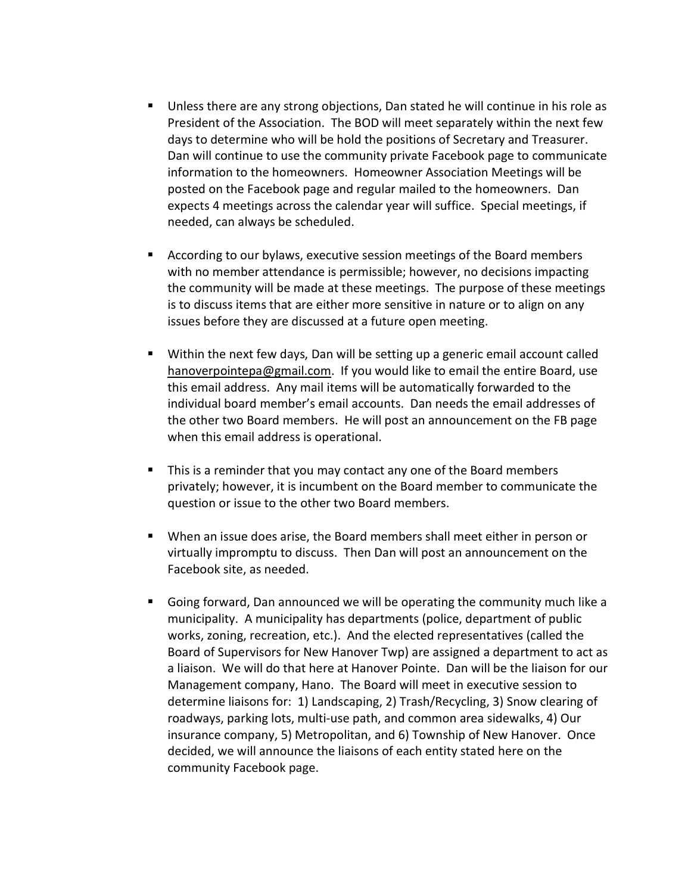- Unless there are any strong objections, Dan stated he will continue in his role as President of the Association. The BOD will meet separately within the next few days to determine who will be hold the positions of Secretary and Treasurer. Dan will continue to use the community private Facebook page to communicate information to the homeowners. Homeowner Association Meetings will be posted on the Facebook page and regular mailed to the homeowners. Dan expects 4 meetings across the calendar year will suffice. Special meetings, if needed, can always be scheduled.

- According to our bylaws, executive session meetings of the Board members with no member attendance is permissible; however, no decisions impacting the community will be made at these meetings. The purpose of these meetings is to discuss items that are either more sensitive in nature or to align on any issues before they are discussed at a future open meeting.

- Within the next few days, Dan will be setting up a generic email account called hanoverpointepa@gmail.com. If you would like to email the entire Board, use this email address. Any mail items will be automatically forwarded to the individual board member's email accounts. Dan needs the email addresses of the other two Board members. He will post an announcement on the FB page when this email address is operational.

- This is a reminder that you may contact any one of the Board members privately; however, it is incumbent on the Board member to communicate the question or issue to the other two Board members.

- When an issue does arise, the Board members shall meet either in person or virtually impromptu to discuss. Then Dan will post an announcement on the Facebook site, as needed.

- Going forward, Dan announced we will be operating the community much like a municipality. A municipality has departments (police, department of public works, zoning, recreation, etc.). And the elected representatives (called the Board of Supervisors for New Hanover Twp) are assigned a department to act as a liaison. We will do that here at Hanover Pointe. Dan will be the liaison for our Management company, Hano. The Board will meet in executive session to determine liaisons for: 1) Landscaping, 2) Trash/Recycling, 3) Snow clearing of roadways, parking lots, multi-use path, and common area sidewalks, 4) Our insurance company, 5) Metropolitan, and 6) Township of New Hanover. Once decided, we will announce the liaisons of each entity stated here on the community Facebook page.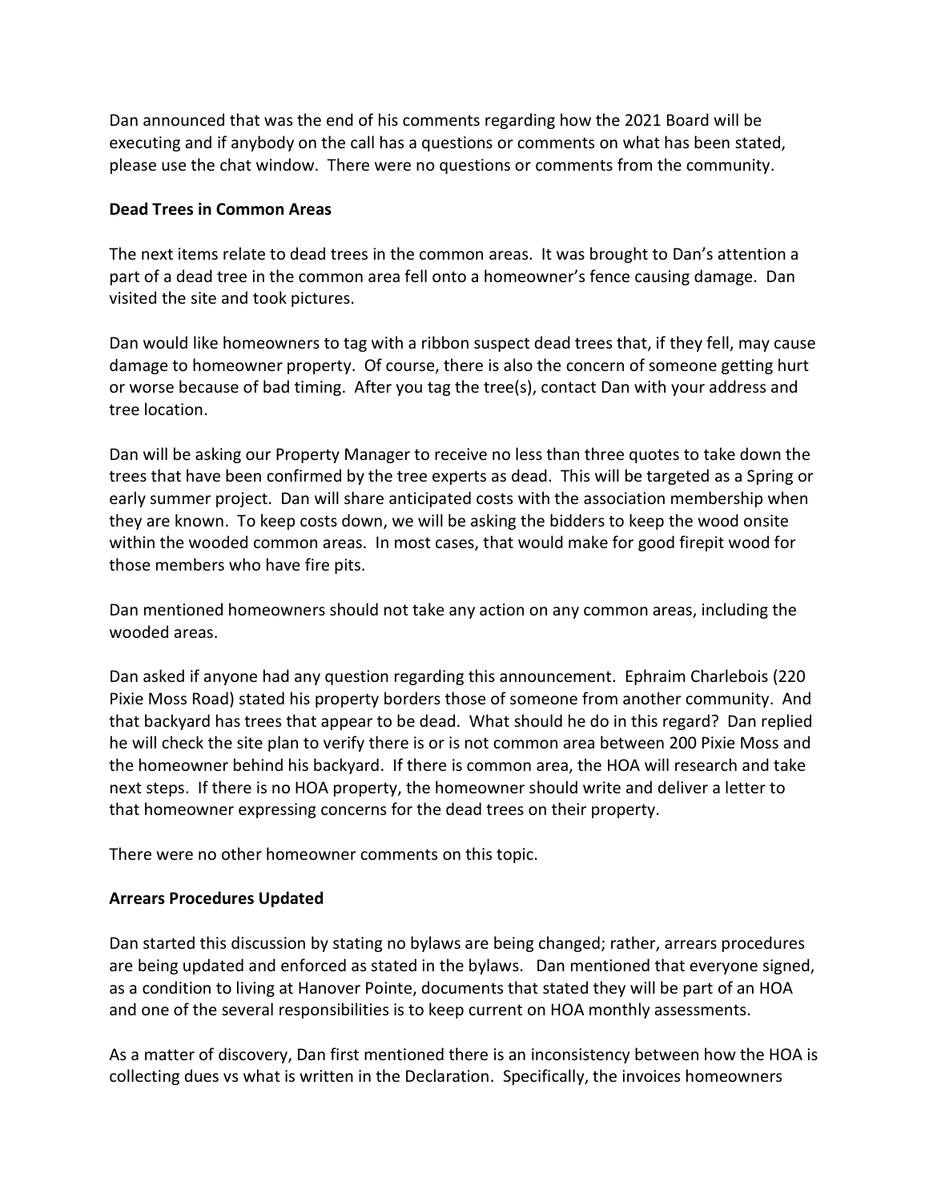Dan announced that was the end of his comments regarding how the 2021 Board will be executing and if anybody on the call has a questions or comments on what has been stated, please use the chat window. There were no questions or comments from the community.

**Dead Trees in Common Areas**

The next items relate to dead trees in the common areas. It was brought to Dan's attention a part of a dead tree in the common area fell onto a homeowner's fence causing damage. Dan visited the site and took pictures.

Dan would like homeowners to tag with a ribbon suspect dead trees that, if they fell, may cause damage to homeowner property. Of course, there is also the concern of someone getting hurt or worse because of bad timing. After you tag the tree(s), contact Dan with your address and tree location.

Dan will be asking our Property Manager to receive no less than three quotes to take down the trees that have been confirmed by the tree experts as dead. This will be targeted as a Spring or early summer project. Dan will share anticipated costs with the association membership when they are known. To keep costs down, we will be asking the bidders to keep the wood onsite within the wooded common areas. In most cases, that would make for good firepit wood for those members who have fire pits.

Dan mentioned homeowners should not take any action on any common areas, including the wooded areas.

Dan asked if anyone had any question regarding this announcement. Ephraim Charlebois (220 Pixie Moss Road) stated his property borders those of someone from another community. And that backyard has trees that appear to be dead. What should he do in this regard? Dan replied he will check the site plan to verify there is or is not common area between 200 Pixie Moss and the homeowner behind his backyard. If there is common area, the HOA will research and take next steps. If there is no HOA property, the homeowner should write and deliver a letter to that homeowner expressing concerns for the dead trees on their property.

There were no other homeowner comments on this topic.

**Arrears Procedures Updated**

Dan started this discussion by stating no bylaws are being changed; rather, arrears procedures are being updated and enforced as stated in the bylaws. Dan mentioned that everyone signed, as a condition to living at Hanover Pointe, documents that stated they will be part of an HOA and one of the several responsibilities is to keep current on HOA monthly assessments.

As a matter of discovery, Dan first mentioned there is an inconsistency between how the HOA is collecting dues vs what is written in the Declaration. Specifically, the invoices homeowners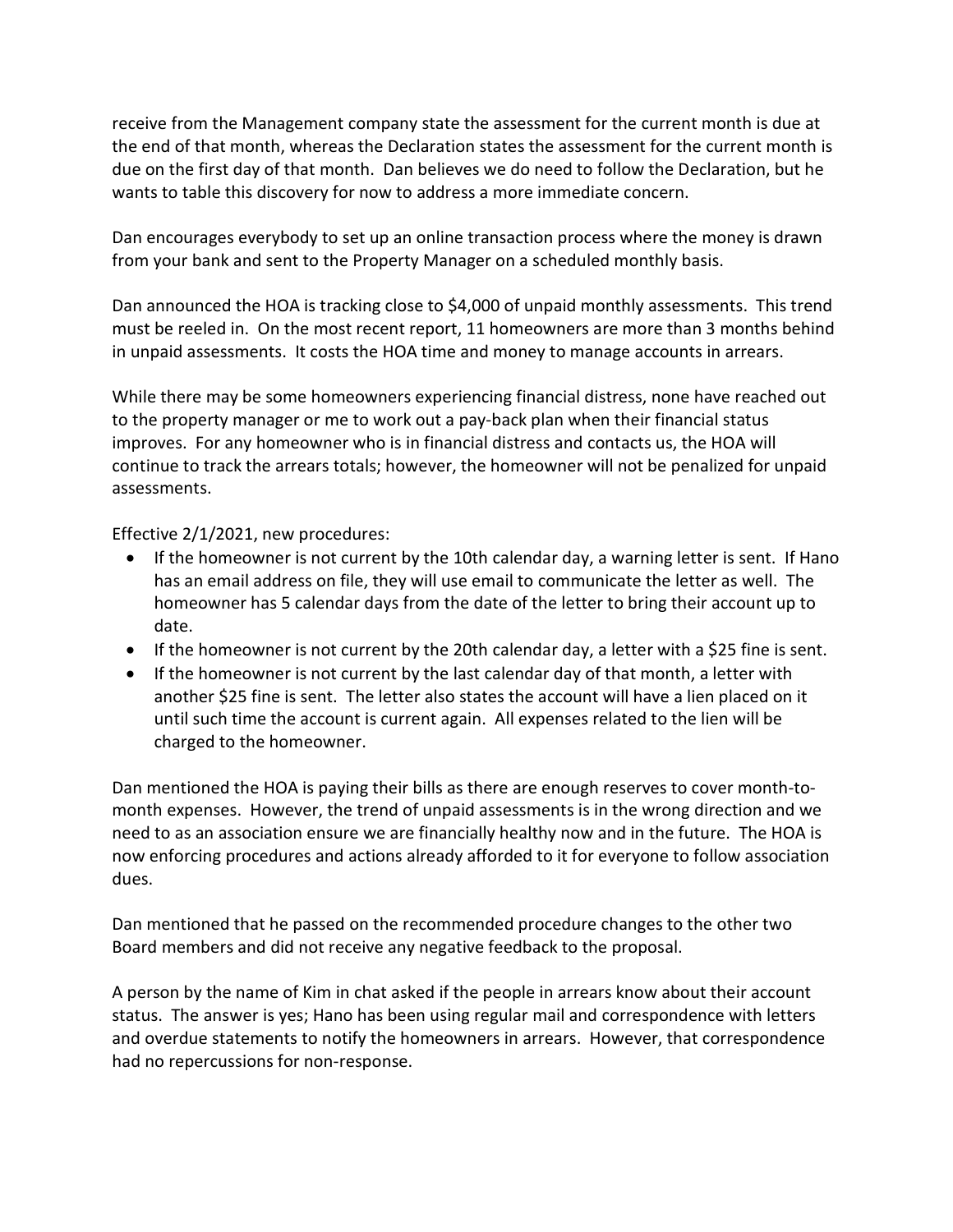receive from the Management company state the assessment for the current month is due at the end of that month, whereas the Declaration states the assessment for the current month is due on the first day of that month. Dan believes we do need to follow the Declaration, but he wants to table this discovery for now to address a more immediate concern.

Dan encourages everybody to set up an online transaction process where the money is drawn from your bank and sent to the Property Manager on a scheduled monthly basis.

Dan announced the HOA is tracking close to $4,000 of unpaid monthly assessments. This trend must be reeled in. On the most recent report, 11 homeowners are more than 3 months behind in unpaid assessments. It costs the HOA time and money to manage accounts in arrears.

While there may be some homeowners experiencing financial distress, none have reached out to the property manager or me to work out a pay-back plan when their financial status improves. For any homeowner who is in financial distress and contacts us, the HOA will continue to track the arrears totals; however, the homeowner will not be penalized for unpaid assessments.

Effective 2/1/2021, new procedures:

- If the homeowner is not current by the 10th calendar day, a warning letter is sent. If Hano has an email address on file, they will use email to communicate the letter as well. The homeowner has 5 calendar days from the date of the letter to bring their account up to date.
- If the homeowner is not current by the 20th calendar day, a letter with a $25 fine is sent.
- If the homeowner is not current by the last calendar day of that month, a letter with another $25 fine is sent. The letter also states the account will have a lien placed on it until such time the account is current again. All expenses related to the lien will be charged to the homeowner.

Dan mentioned the HOA is paying their bills as there are enough reserves to cover month-to-month expenses. However, the trend of unpaid assessments is in the wrong direction and we need to as an association ensure we are financially healthy now and in the future. The HOA is now enforcing procedures and actions already afforded to it for everyone to follow association dues.

Dan mentioned that he passed on the recommended procedure changes to the other two Board members and did not receive any negative feedback to the proposal.

A person by the name of Kim in chat asked if the people in arrears know about their account status. The answer is yes; Hano has been using regular mail and correspondence with letters and overdue statements to notify the homeowners in arrears. However, that correspondence had no repercussions for non-response.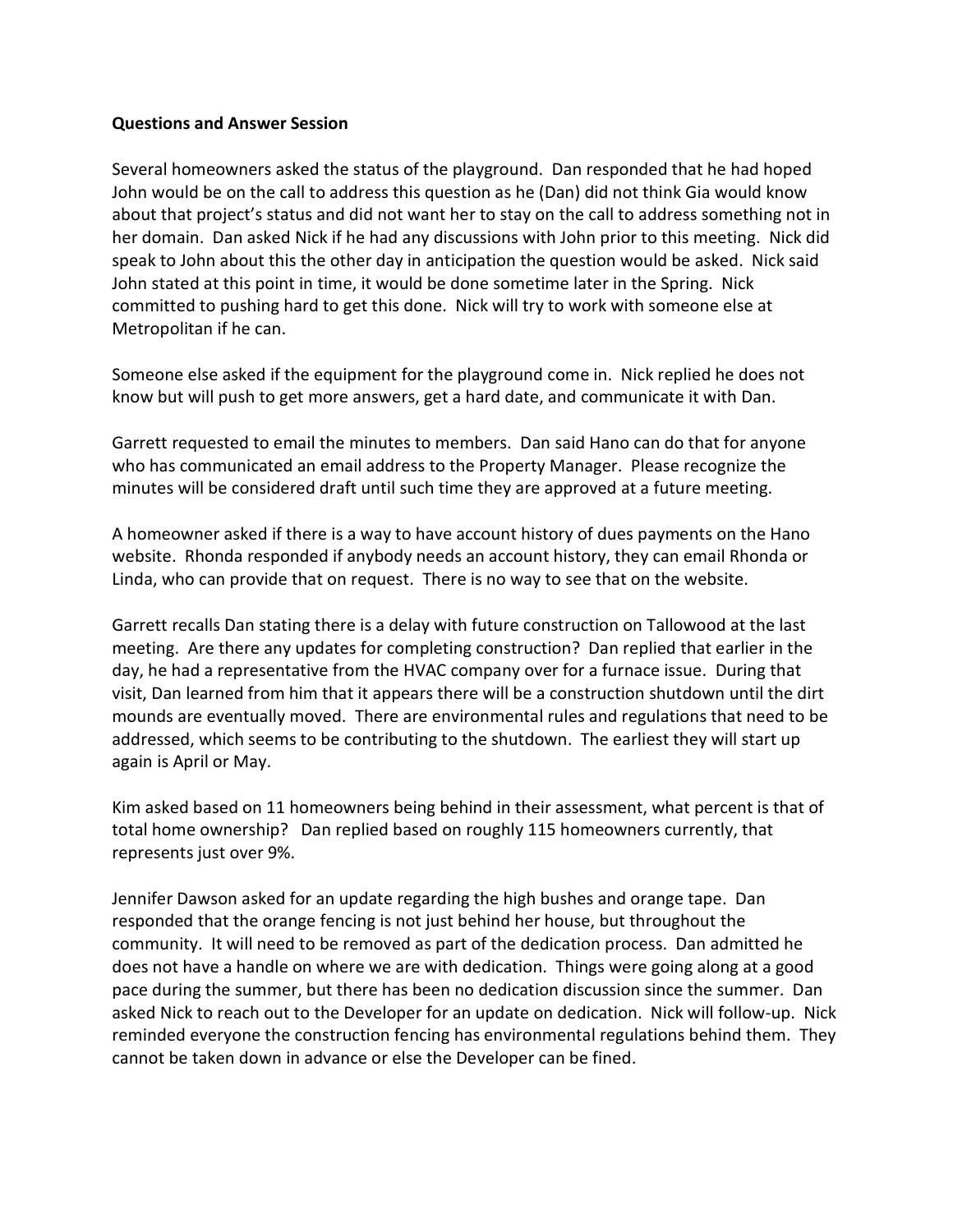**Questions and Answer Session**

Several homeowners asked the status of the playground. Dan responded that he had hoped John would be on the call to address this question as he (Dan) did not think Gia would know about that project's status and did not want her to stay on the call to address something not in her domain. Dan asked Nick if he had any discussions with John prior to this meeting. Nick did speak to John about this the other day in anticipation the question would be asked. Nick said John stated at this point in time, it would be done sometime later in the Spring. Nick committed to pushing hard to get this done. Nick will try to work with someone else at Metropolitan if he can.

Someone else asked if the equipment for the playground come in. Nick replied he does not know but will push to get more answers, get a hard date, and communicate it with Dan.

Garrett requested to email the minutes to members. Dan said Hano can do that for anyone who has communicated an email address to the Property Manager. Please recognize the minutes will be considered draft until such time they are approved at a future meeting.

A homeowner asked if there is a way to have account history of dues payments on the Hano website. Rhonda responded if anybody needs an account history, they can email Rhonda or Linda, who can provide that on request. There is no way to see that on the website.

Garrett recalls Dan stating there is a delay with future construction on Tallowood at the last meeting. Are there any updates for completing construction? Dan replied that earlier in the day, he had a representative from the HVAC company over for a furnace issue. During that visit, Dan learned from him that it appears there will be a construction shutdown until the dirt mounds are eventually moved. There are environmental rules and regulations that need to be addressed, which seems to be contributing to the shutdown. The earliest they will start up again is April or May.

Kim asked based on 11 homeowners being behind in their assessment, what percent is that of total home ownership? Dan replied based on roughly 115 homeowners currently, that represents just over 9%.

Jennifer Dawson asked for an update regarding the high bushes and orange tape. Dan responded that the orange fencing is not just behind her house, but throughout the community. It will need to be removed as part of the dedication process. Dan admitted he does not have a handle on where we are with dedication. Things were going along at a good pace during the summer, but there has been no dedication discussion since the summer. Dan asked Nick to reach out to the Developer for an update on dedication. Nick will follow-up. Nick reminded everyone the construction fencing has environmental regulations behind them. They cannot be taken down in advance or else the Developer can be fined.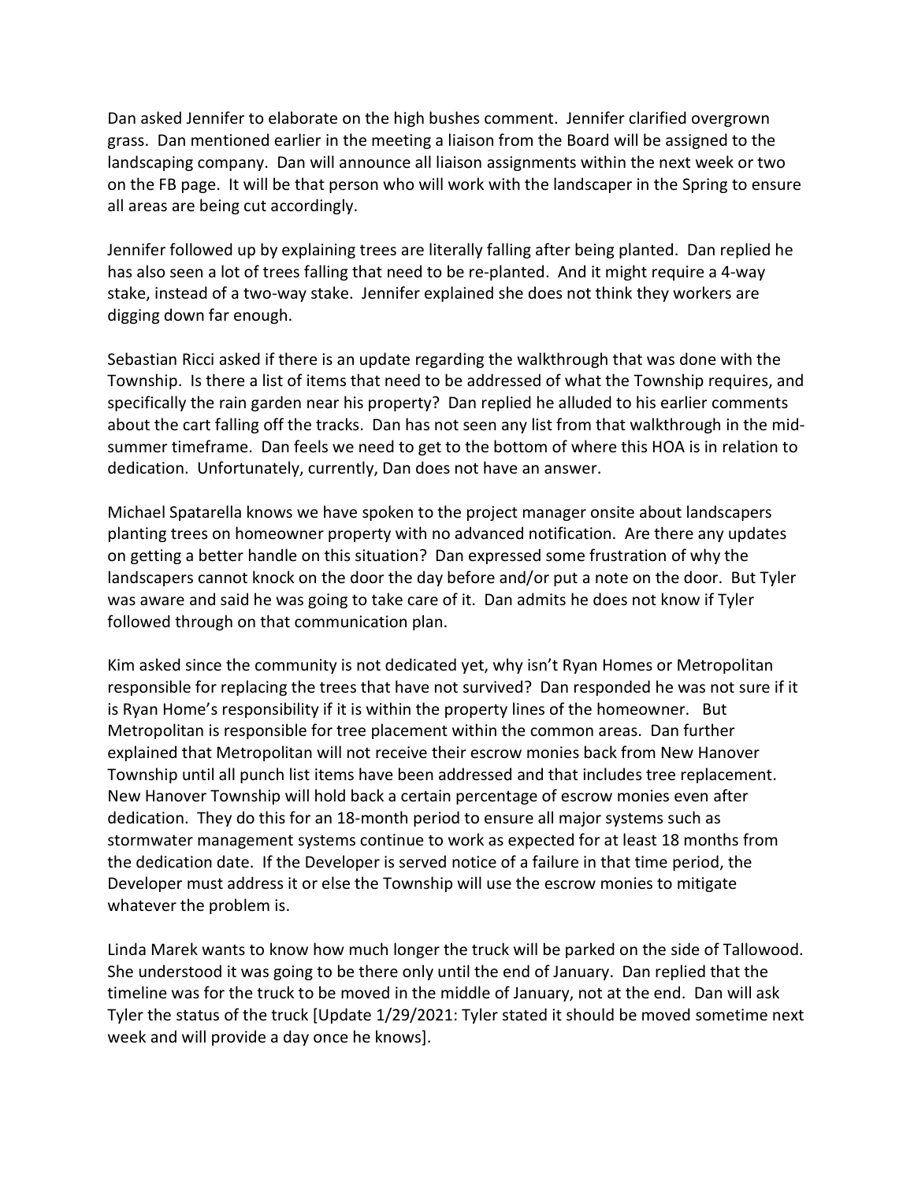Dan asked Jennifer to elaborate on the high bushes comment. Jennifer clarified overgrown grass. Dan mentioned earlier in the meeting a liaison from the Board will be assigned to the landscaping company. Dan will announce all liaison assignments within the next week or two on the FB page. It will be that person who will work with the landscaper in the Spring to ensure all areas are being cut accordingly.

Jennifer followed up by explaining trees are literally falling after being planted. Dan replied he has also seen a lot of trees falling that need to be re-planted. And it might require a 4-way stake, instead of a two-way stake. Jennifer explained she does not think they workers are digging down far enough.

Sebastian Ricci asked if there is an update regarding the walkthrough that was done with the Township. Is there a list of items that need to be addressed of what the Township requires, and specifically the rain garden near his property? Dan replied he alluded to his earlier comments about the cart falling off the tracks. Dan has not seen any list from that walkthrough in the mid-summer timeframe. Dan feels we need to get to the bottom of where this HOA is in relation to dedication. Unfortunately, currently, Dan does not have an answer.

Michael Spatarella knows we have spoken to the project manager onsite about landscapers planting trees on homeowner property with no advanced notification. Are there any updates on getting a better handle on this situation? Dan expressed some frustration of why the landscapers cannot knock on the door the day before and/or put a note on the door. But Tyler was aware and said he was going to take care of it. Dan admits he does not know if Tyler followed through on that communication plan.

Kim asked since the community is not dedicated yet, why isn't Ryan Homes or Metropolitan responsible for replacing the trees that have not survived? Dan responded he was not sure if it is Ryan Home's responsibility if it is within the property lines of the homeowner. But Metropolitan is responsible for tree placement within the common areas. Dan further explained that Metropolitan will not receive their escrow monies back from New Hanover Township until all punch list items have been addressed and that includes tree replacement. New Hanover Township will hold back a certain percentage of escrow monies even after dedication. They do this for an 18-month period to ensure all major systems such as stormwater management systems continue to work as expected for at least 18 months from the dedication date. If the Developer is served notice of a failure in that time period, the Developer must address it or else the Township will use the escrow monies to mitigate whatever the problem is.

Linda Marek wants to know how much longer the truck will be parked on the side of Tallowood. She understood it was going to be there only until the end of January. Dan replied that the timeline was for the truck to be moved in the middle of January, not at the end. Dan will ask Tyler the status of the truck [Update 1/29/2021: Tyler stated it should be moved sometime next week and will provide a day once he knows].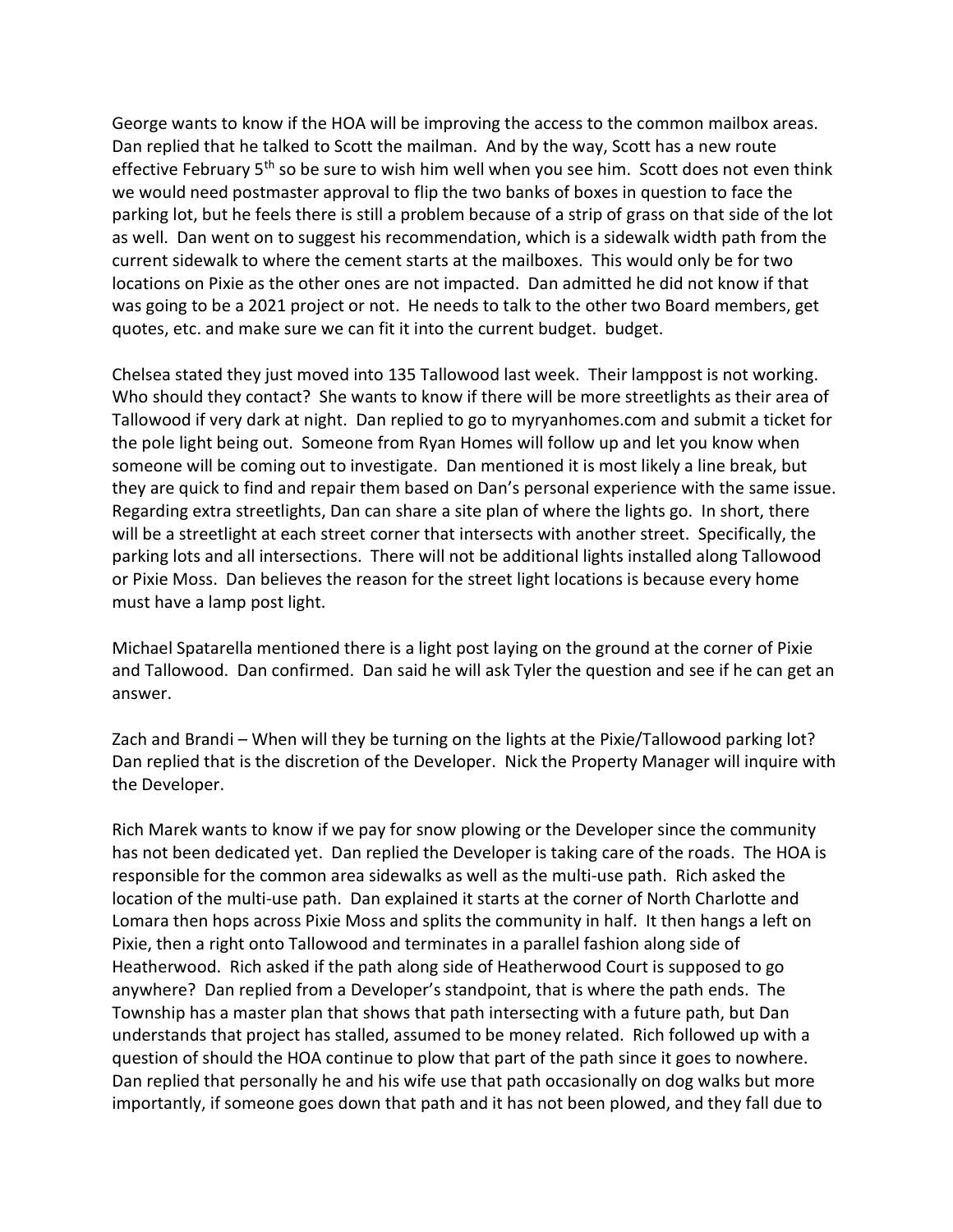George wants to know if the HOA will be improving the access to the common mailbox areas. Dan replied that he talked to Scott the mailman. And by the way, Scott has a new route effective February 5th so be sure to wish him well when you see him. Scott does not even think we would need postmaster approval to flip the two banks of boxes in question to face the parking lot, but he feels there is still a problem because of a strip of grass on that side of the lot as well. Dan went on to suggest his recommendation, which is a sidewalk width path from the current sidewalk to where the cement starts at the mailboxes. This would only be for two locations on Pixie as the other ones are not impacted. Dan admitted he did not know if that was going to be a 2021 project or not. He needs to talk to the other two Board members, get quotes, etc. and make sure we can fit it into the current budget. budget.

Chelsea stated they just moved into 135 Tallowood last week. Their lamppost is not working. Who should they contact? She wants to know if there will be more streetlights as their area of Tallowood if very dark at night. Dan replied to go to myryanhomes.com and submit a ticket for the pole light being out. Someone from Ryan Homes will follow up and let you know when someone will be coming out to investigate. Dan mentioned it is most likely a line break, but they are quick to find and repair them based on Dan's personal experience with the same issue. Regarding extra streetlights, Dan can share a site plan of where the lights go. In short, there will be a streetlight at each street corner that intersects with another street. Specifically, the parking lots and all intersections. There will not be additional lights installed along Tallowood or Pixie Moss. Dan believes the reason for the street light locations is because every home must have a lamp post light.

Michael Spatarella mentioned there is a light post laying on the ground at the corner of Pixie and Tallowood. Dan confirmed. Dan said he will ask Tyler the question and see if he can get an answer.

Zach and Brandi – When will they be turning on the lights at the Pixie/Tallowood parking lot? Dan replied that is the discretion of the Developer. Nick the Property Manager will inquire with the Developer.

Rich Marek wants to know if we pay for snow plowing or the Developer since the community has not been dedicated yet. Dan replied the Developer is taking care of the roads. The HOA is responsible for the common area sidewalks as well as the multi-use path. Rich asked the location of the multi-use path. Dan explained it starts at the corner of North Charlotte and Lomara then hops across Pixie Moss and splits the community in half. It then hangs a left on Pixie, then a right onto Tallowood and terminates in a parallel fashion along side of Heatherwood. Rich asked if the path along side of Heatherwood Court is supposed to go anywhere? Dan replied from a Developer's standpoint, that is where the path ends. The Township has a master plan that shows that path intersecting with a future path, but Dan understands that project has stalled, assumed to be money related. Rich followed up with a question of should the HOA continue to plow that part of the path since it goes to nowhere. Dan replied that personally he and his wife use that path occasionally on dog walks but more importantly, if someone goes down that path and it has not been plowed, and they fall due to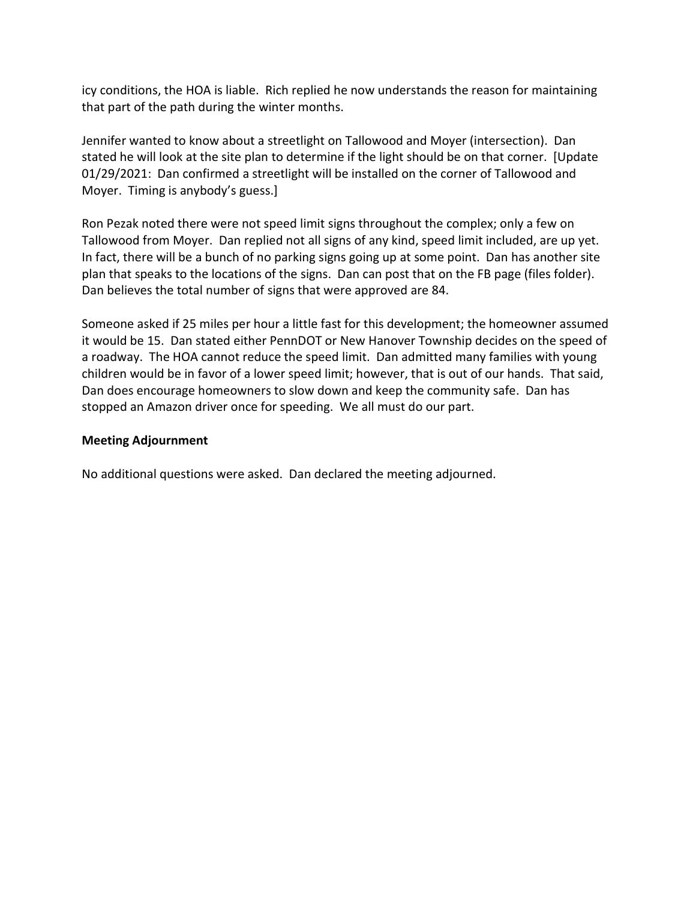icy conditions, the HOA is liable. Rich replied he now understands the reason for maintaining that part of the path during the winter months.

Jennifer wanted to know about a streetlight on Tallowood and Moyer (intersection). Dan stated he will look at the site plan to determine if the light should be on that corner. [Update 01/29/2021: Dan confirmed a streetlight will be installed on the corner of Tallowood and Moyer. Timing is anybody's guess.]

Ron Pezak noted there were not speed limit signs throughout the complex; only a few on Tallowood from Moyer. Dan replied not all signs of any kind, speed limit included, are up yet. In fact, there will be a bunch of no parking signs going up at some point. Dan has another site plan that speaks to the locations of the signs. Dan can post that on the FB page (files folder). Dan believes the total number of signs that were approved are 84.

Someone asked if 25 miles per hour a little fast for this development; the homeowner assumed it would be 15. Dan stated either PennDOT or New Hanover Township decides on the speed of a roadway. The HOA cannot reduce the speed limit. Dan admitted many families with young children would be in favor of a lower speed limit; however, that is out of our hands. That said, Dan does encourage homeowners to slow down and keep the community safe. Dan has stopped an Amazon driver once for speeding. We all must do our part.

**Meeting Adjournment**

No additional questions were asked. Dan declared the meeting adjourned.